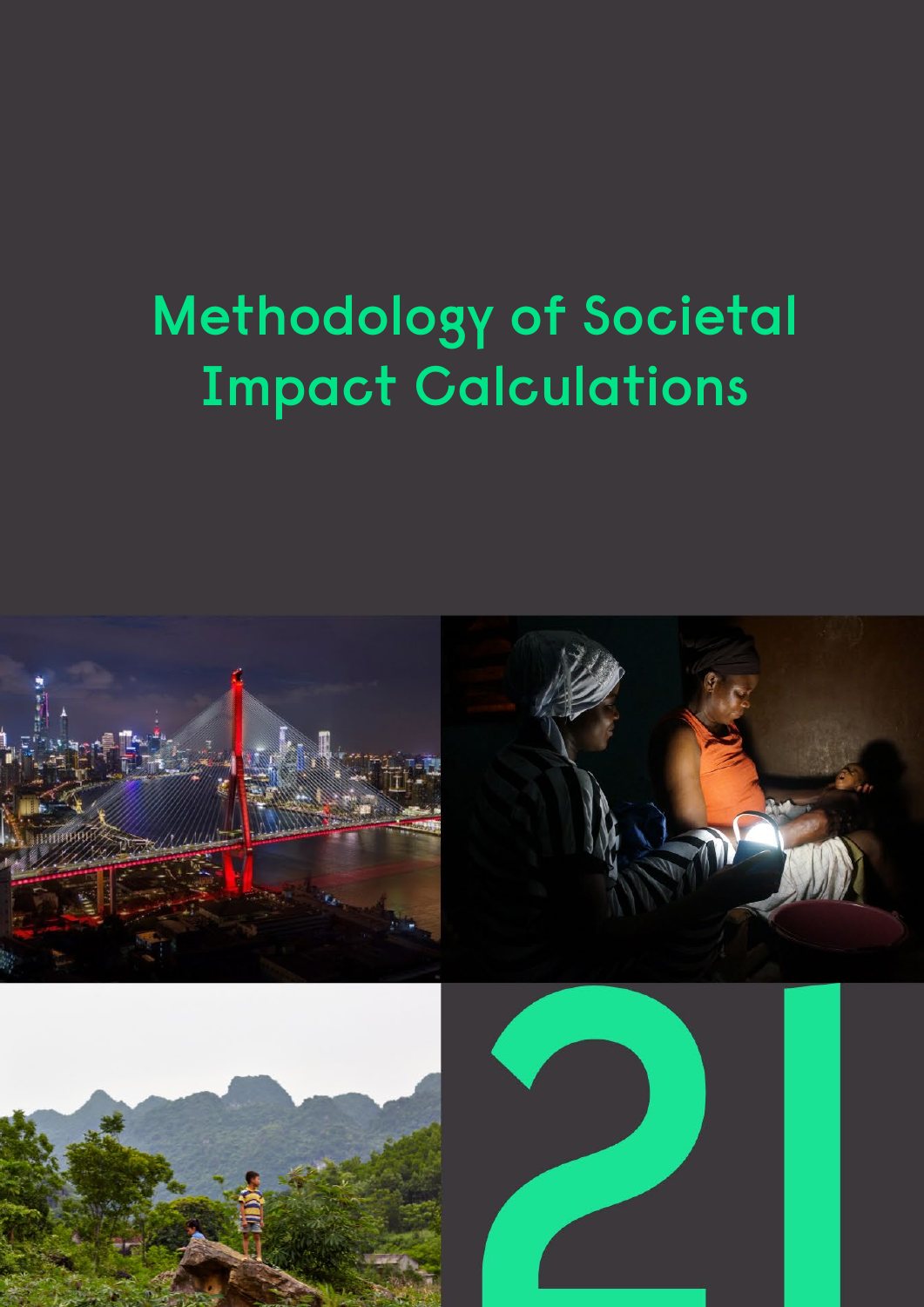# Methodology of Societal Impact Calculations

21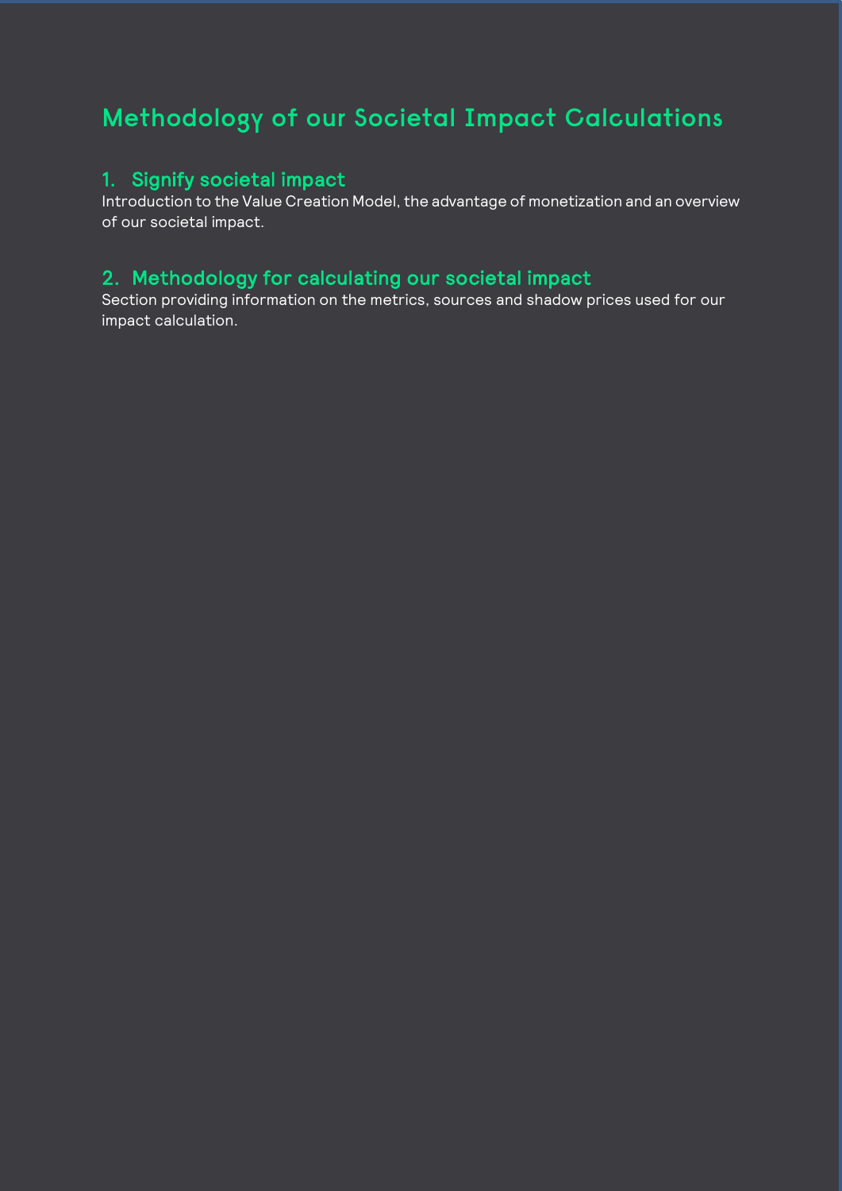# Methodology of our Societal Impact Calculations

## 1. Signify societal impact

Introduction to the Value Creation Model, the advantage of monetization and an overview of our societal impact.

## 2. Methodology for calculating our societal impact

Section providing information on the metrics, sources and shadow prices used for our impact calculation.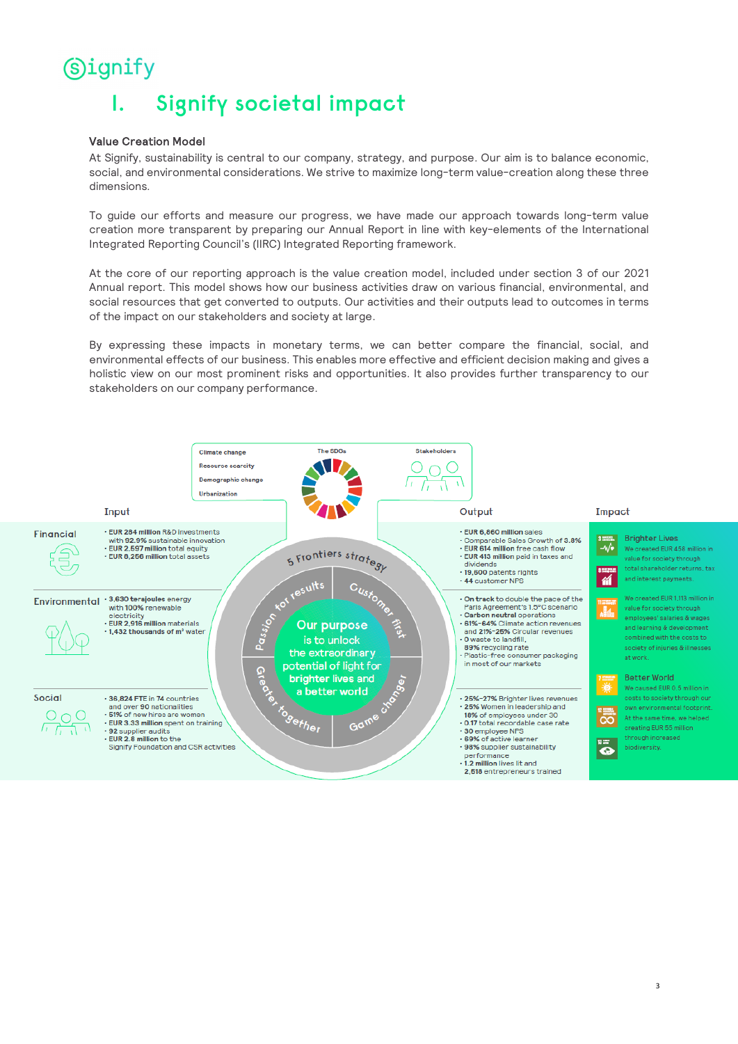# I. Signify societal impact

**Value Creation Model**

At Signify, sustainability is central to our company, strategy, and purpose. Our aim is to balance economic, social, and environmental considerations. We strive to maximize long-term value-creation along these three dimensions.

To guide our efforts and measure our progress, we have made our approach towards long-term value creation more transparent by preparing our Annual Report in line with key-elements of the International Integrated Reporting Council's (IIRC) Integrated Reporting framework.

At the core of our reporting approach is the value creation model, included under section 3 of our 2021 Annual report. This model shows how our business activities draw on various financial, environmental, and social resources that get converted to outputs. Our activities and their outputs lead to outcomes in terms of the impact on our stakeholders and society at large.

By expressing these impacts in monetary terms, we can better compare the financial, social, and environmental effects of our business. This enables more effective and efficient decision making and gives a holistic view on our most prominent risks and opportunities. It also provides further transparency to our stakeholders on our company performance.

Climate change
Resource scarcity
Demographic change
Urbanization

The SDGs

Stakeholders

**Input**

**Financial**
- **EUR 284 million** R&D investments with **92.9%** sustainable innovation
- **EUR 2,597 million** total equity
- **EUR 6,256 million** total assets

**Environmental**
- **3,630 terajoules** energy with **100%** renewable electricity
- **EUR 2,916 million** materials
- **1,432 thousands of m³** water

**Social**
- **36,824 FTE** in **74** countries and over **90** nationalities
- **51%** of new hires are women
- **EUR 3.33 million** spent on training
- **92** supplier audits
- **EUR 2.8 million** to the Signify Foundation and CSR activities

5 Frontiers strategy

Passion for results · Customer first · Greater together · Game changer

**Our purpose** is to unlock the extraordinary potential of light for brighter lives and a better world

**Output**

- **EUR 6,660 million** sales
- Comparable Sales Growth of **3.8%**
- **EUR 614 million** free cash flow
- **EUR 413 million** paid in taxes and dividends
- **19,600** patents rights
- **44** customer NPS

- **On track** to double the pace of the Paris Agreement's 1.5°C scenario
- **Carbon neutral** operations
- **61%–64%** Climate action revenues and **21%–25%** Circular revenues
- **0** waste to landfill, **89%** recycling rate
- Plastic-free consumer packaging in most of our markets

- **25%–27%** Brighter lives revenues
- **25%** Women in leadership and **18%** of employees under 30
- **0.17** total recordable case rate
- **30** employee NPS
- **69%** of active learner
- **98%** supplier sustainability performance
- **1.2 million** lives lit and **2,518** entrepreneurs trained

**Impact**

**Brighter Lives**

We created EUR 458 million in value for society through total shareholder returns, tax and interest payments.

We created EUR 1,113 million in value for society through employees' salaries & wages and learning & development combined with the costs to society of injuries & illnesses at work.

**Better World**

We caused EUR 0.5 million in costs to society through our own environmental footprint. At the same time, we helped creating EUR 55 million through increased biodiversity.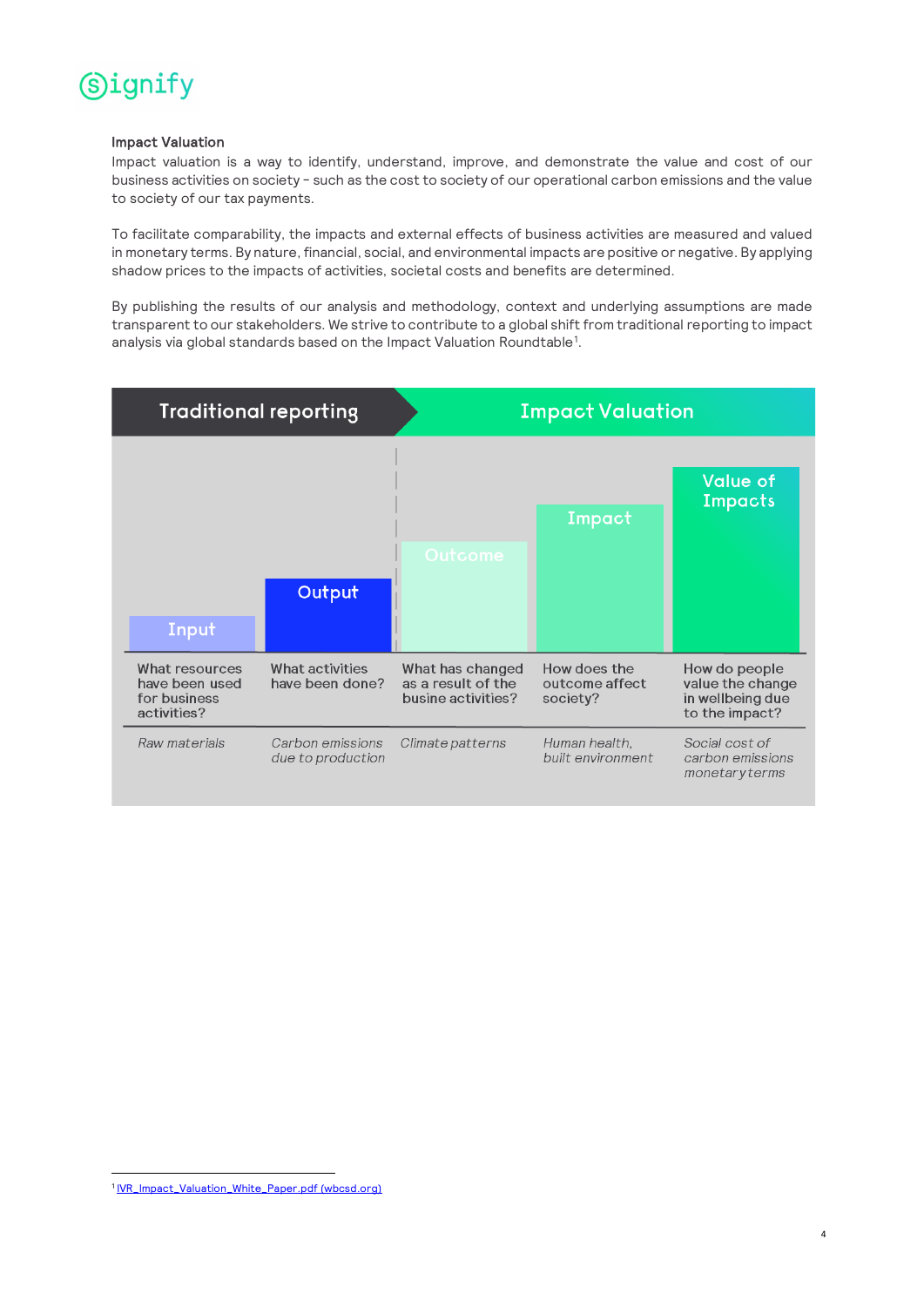### Impact Valuation

Impact valuation is a way to identify, understand, improve, and demonstrate the value and cost of our business activities on society – such as the cost to society of our operational carbon emissions and the value to society of our tax payments.

To facilitate comparability, the impacts and external effects of business activities are measured and valued in monetary terms. By nature, financial, social, and environmental impacts are positive or negative. By applying shadow prices to the impacts of activities, societal costs and benefits are determined.

By publishing the results of our analysis and methodology, context and underlying assumptions are made transparent to our stakeholders. We strive to contribute to a global shift from traditional reporting to impact analysis via global standards based on the Impact Valuation Roundtable[1].

| Traditional reporting | | Impact Valuation | | |
|---|---|---|---|---|
| Input | Output | Outcome | Impact | Value of Impacts |
| What resources have been used for business activities? | What activities have been done? | What has changed as a result of the busine activities? | How does the outcome affect society? | How do people value the change in wellbeing due to the impact? |
| *Raw materials* | *Carbon emissions due to production* | *Climate patterns* | *Human health, built environment* | *Social cost of carbon emissions monetary terms* |

[1] IVR_Impact_Valuation_White_Paper.pdf (wbcsd.org)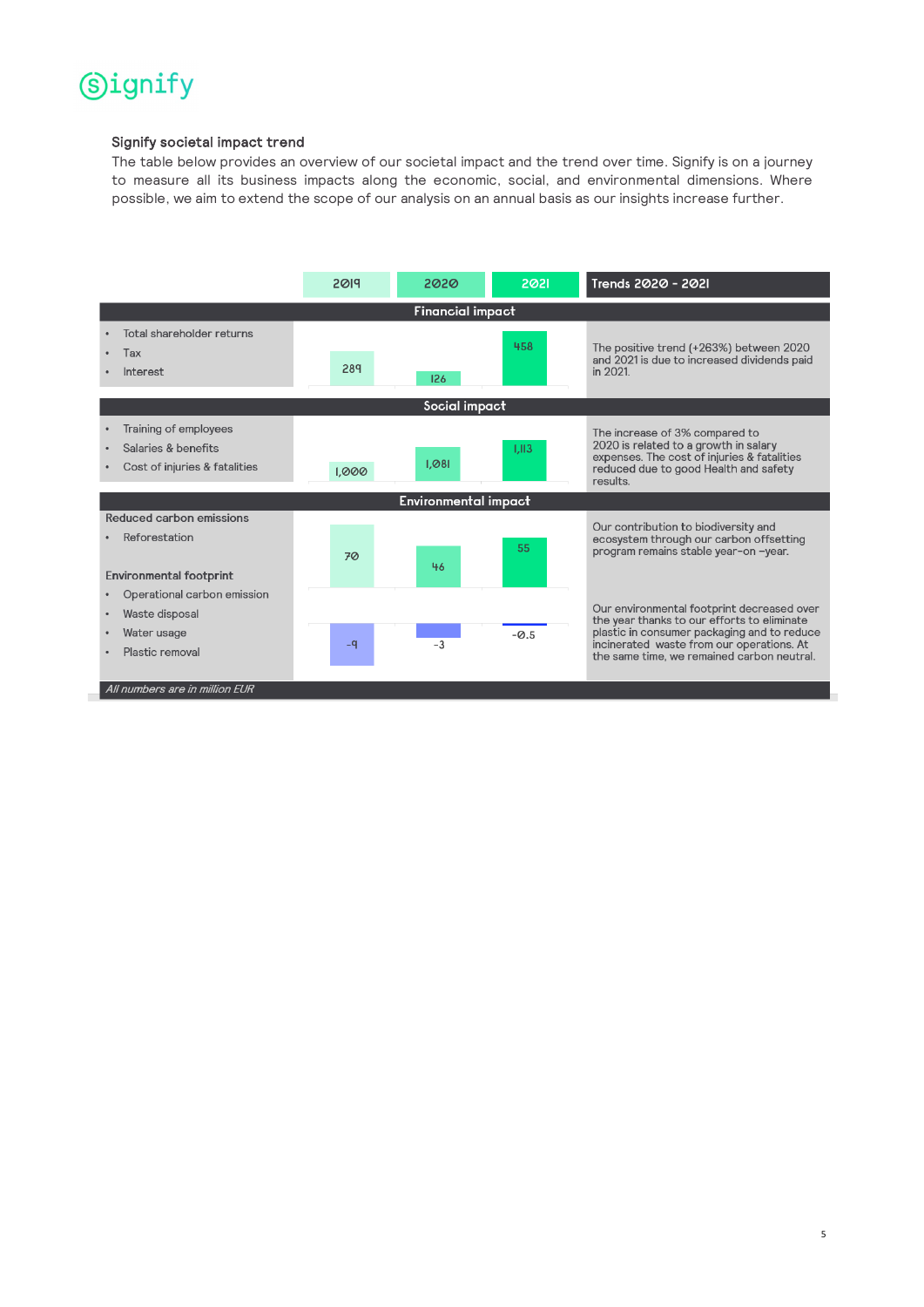## Signify societal impact trend

The table below provides an overview of our societal impact and the trend over time. Signify is on a journey to measure all its business impacts along the economic, social, and environmental dimensions. Where possible, we aim to extend the scope of our analysis on an annual basis as our insights increase further.

| | 2019 | 2020 | 2021 | Trends 2020 - 2021 |
|---|---|---|---|---|
| **Financial impact** | | | | |
| • Total shareholder returns<br>• Tax<br>• Interest | 289 | 126 | 458 | The positive trend (+263%) between 2020 and 2021 is due to increased dividends paid in 2021. |
| **Social impact** | | | | |
| • Training of employees<br>• Salaries & benefits<br>• Cost of injuries & fatalities | 1,000 | 1,081 | 1,113 | The increase of 3% compared to 2020 is related to a growth in salary expenses. The cost of injuries & fatalities reduced due to good Health and safety results. |
| **Environmental impact** | | | | |
| **Reduced carbon emissions**<br>• Reforestation | 70 | 46 | 55 | Our contribution to biodiversity and ecosystem through our carbon offsetting program remains stable year-on –year. |
| **Environmental footprint**<br>• Operational carbon emission<br>• Waste disposal<br>• Water usage<br>• Plastic removal | -9 | -3 | -0.5 | Our environmental footprint decreased over the year thanks to our efforts to eliminate plastic in consumer packaging and to reduce incinerated waste from our operations. At the same time, we remained carbon neutral. |

*All numbers are in million EUR*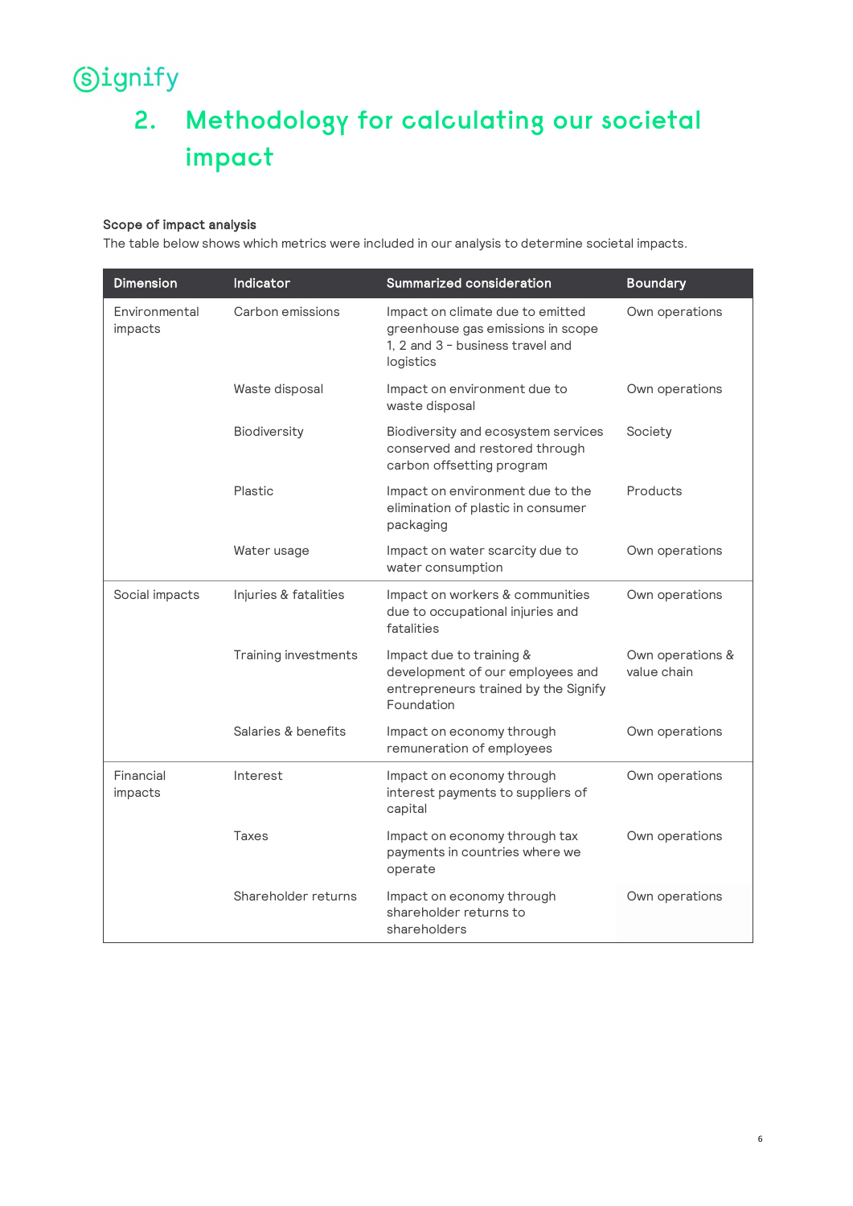# 2. Methodology for calculating our societal impact

**Scope of impact analysis**

The table below shows which metrics were included in our analysis to determine societal impacts.

| Dimension | Indicator | Summarized consideration | Boundary |
|---|---|---|---|
| Environmental impacts | Carbon emissions | Impact on climate due to emitted greenhouse gas emissions in scope 1, 2 and 3 – business travel and logistics | Own operations |
| | Waste disposal | Impact on environment due to waste disposal | Own operations |
| | Biodiversity | Biodiversity and ecosystem services conserved and restored through carbon offsetting program | Society |
| | Plastic | Impact on environment due to the elimination of plastic in consumer packaging | Products |
| | Water usage | Impact on water scarcity due to water consumption | Own operations |
| Social impacts | Injuries & fatalities | Impact on workers & communities due to occupational injuries and fatalities | Own operations |
| | Training investments | Impact due to training & development of our employees and entrepreneurs trained by the Signify Foundation | Own operations & value chain |
| | Salaries & benefits | Impact on economy through remuneration of employees | Own operations |
| Financial impacts | Interest | Impact on economy through interest payments to suppliers of capital | Own operations |
| | Taxes | Impact on economy through tax payments in countries where we operate | Own operations |
| | Shareholder returns | Impact on economy through shareholder returns to shareholders | Own operations |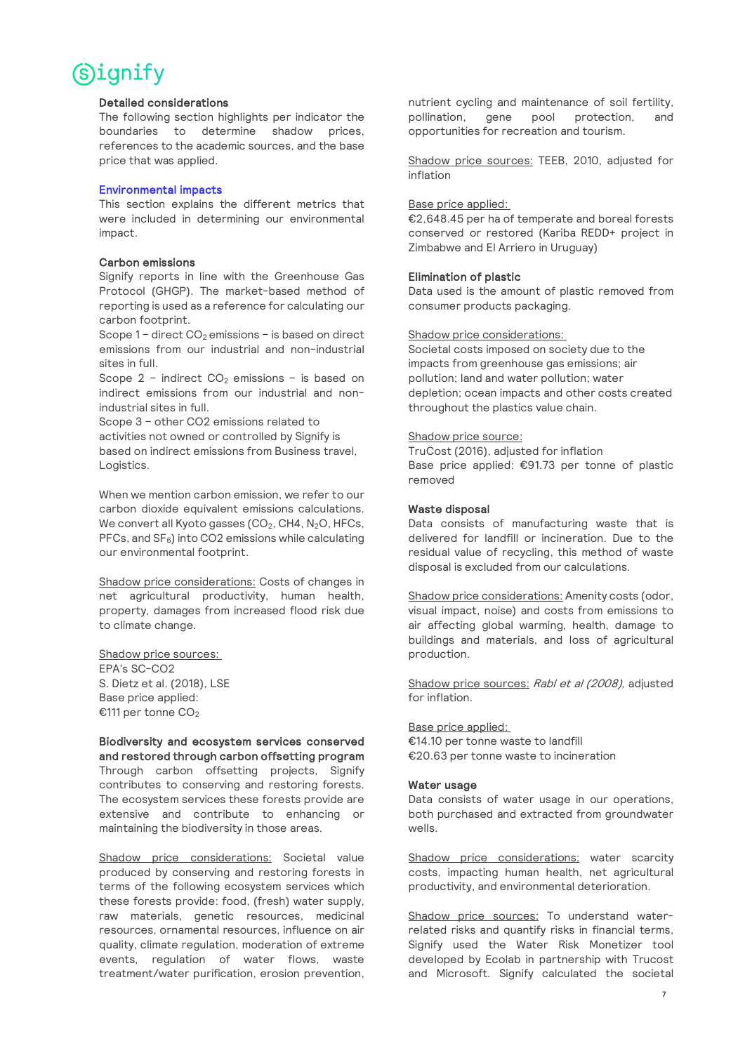### Detailed considerations

The following section highlights per indicator the boundaries to determine shadow prices, references to the academic sources, and the base price that was applied.

## Environmental impacts

This section explains the different metrics that were included in determining our environmental impact.

### Carbon emissions

Signify reports in line with the Greenhouse Gas Protocol (GHGP). The market-based method of reporting is used as a reference for calculating our carbon footprint.

Scope 1 – direct $CO_2$ emissions – is based on direct emissions from our industrial and non-industrial sites in full.

Scope 2 – indirect $CO_2$ emissions – is based on indirect emissions from our industrial and non-industrial sites in full.

Scope 3 – other CO2 emissions related to activities not owned or controlled by Signify is based on indirect emissions from Business travel, Logistics.

When we mention carbon emission, we refer to our carbon dioxide equivalent emissions calculations. We convert all Kyoto gasses ($CO_2$, CH4, $N_2O$, HFCs, PFCs, and $SF_6$) into CO2 emissions while calculating our environmental footprint.

Shadow price considerations: Costs of changes in net agricultural productivity, human health, property, damages from increased flood risk due to climate change.

Shadow price sources:
EPA's SC-CO2
S. Dietz et al. (2018), LSE
Base price applied:
€111 per tonne $CO_2$

### Biodiversity and ecosystem services conserved and restored through carbon offsetting program

Through carbon offsetting projects, Signify contributes to conserving and restoring forests. The ecosystem services these forests provide are extensive and contribute to enhancing or maintaining the biodiversity in those areas.

Shadow price considerations: Societal value produced by conserving and restoring forests in terms of the following ecosystem services which these forests provide: food, (fresh) water supply, raw materials, genetic resources, medicinal resources, ornamental resources, influence on air quality, climate regulation, moderation of extreme events, regulation of water flows, waste treatment/water purification, erosion prevention, nutrient cycling and maintenance of soil fertility, pollination, gene pool protection, and opportunities for recreation and tourism.

Shadow price sources: TEEB, 2010, adjusted for inflation

Base price applied:
€2,648.45 per ha of temperate and boreal forests conserved or restored (Kariba REDD+ project in Zimbabwe and El Arriero in Uruguay)

### Elimination of plastic

Data used is the amount of plastic removed from consumer products packaging.

Shadow price considerations:
Societal costs imposed on society due to the impacts from greenhouse gas emissions; air pollution; land and water pollution; water depletion; ocean impacts and other costs created throughout the plastics value chain.

Shadow price source:
TruCost (2016), adjusted for inflation
Base price applied: €91.73 per tonne of plastic removed

### Waste disposal

Data consists of manufacturing waste that is delivered for landfill or incineration. Due to the residual value of recycling, this method of waste disposal is excluded from our calculations.

Shadow price considerations: Amenity costs (odor, visual impact, noise) and costs from emissions to air affecting global warming, health, damage to buildings and materials, and loss of agricultural production.

Shadow price sources: *Rabl et al (2008),* adjusted for inflation.

Base price applied:
€14.10 per tonne waste to landfill
€20.63 per tonne waste to incineration

### Water usage

Data consists of water usage in our operations, both purchased and extracted from groundwater wells.

Shadow price considerations: water scarcity costs, impacting human health, net agricultural productivity, and environmental deterioration.

Shadow price sources: To understand water-related risks and quantify risks in financial terms, Signify used the Water Risk Monetizer tool developed by Ecolab in partnership with Trucost and Microsoft. Signify calculated the societal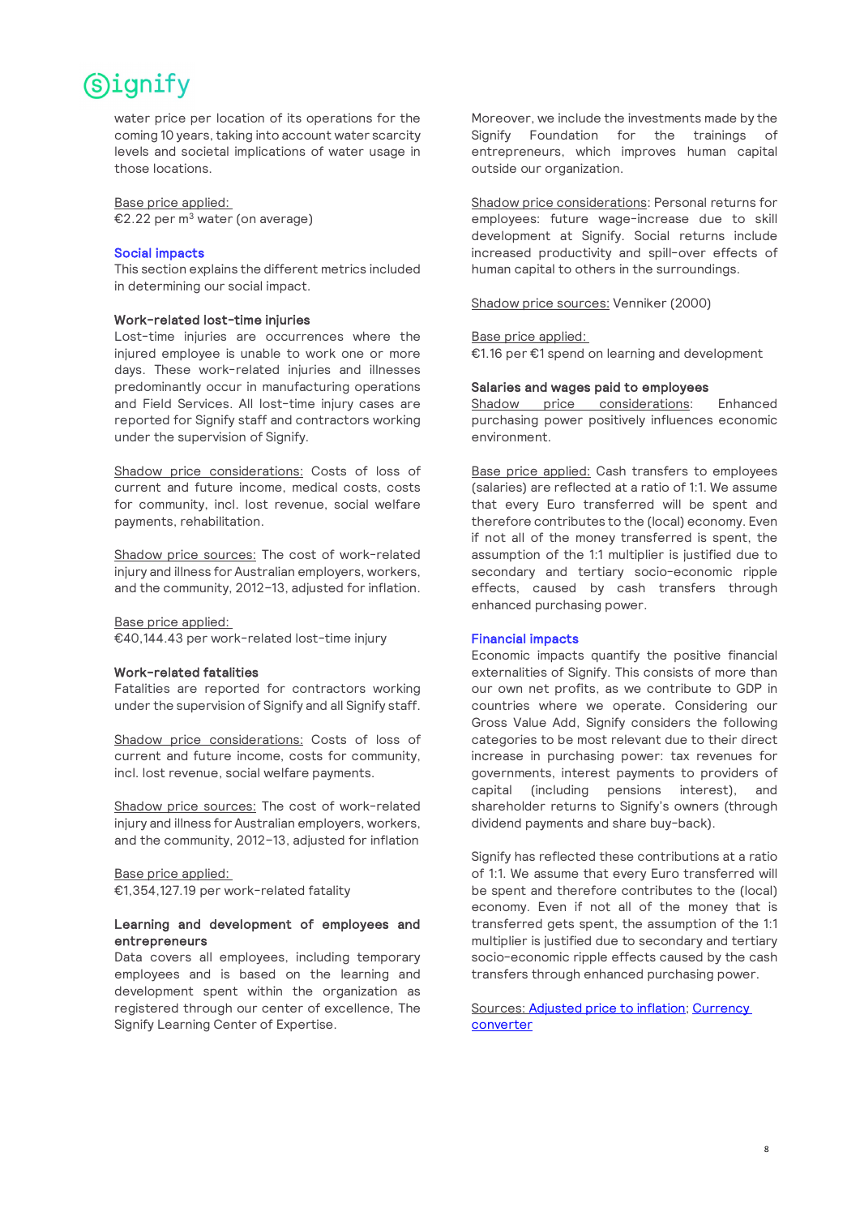water price per location of its operations for the coming 10 years, taking into account water scarcity levels and societal implications of water usage in those locations.

Base price applied:
€2.22 per m$^3$ water (on average)

## Social impacts

This section explains the different metrics included in determining our social impact.

### Work-related lost-time injuries

Lost-time injuries are occurrences where the injured employee is unable to work one or more days. These work-related injuries and illnesses predominantly occur in manufacturing operations and Field Services. All lost-time injury cases are reported for Signify staff and contractors working under the supervision of Signify.

Shadow price considerations: Costs of loss of current and future income, medical costs, costs for community, incl. lost revenue, social welfare payments, rehabilitation.

Shadow price sources: The cost of work-related injury and illness for Australian employers, workers, and the community, 2012–13, adjusted for inflation.

Base price applied:
€40,144.43 per work-related lost-time injury

### Work-related fatalities

Fatalities are reported for contractors working under the supervision of Signify and all Signify staff.

Shadow price considerations: Costs of loss of current and future income, costs for community, incl. lost revenue, social welfare payments.

Shadow price sources: The cost of work-related injury and illness for Australian employers, workers, and the community, 2012–13, adjusted for inflation

Base price applied:
€1,354,127.19 per work-related fatality

### Learning and development of employees and entrepreneurs

Data covers all employees, including temporary employees and is based on the learning and development spent within the organization as registered through our center of excellence, The Signify Learning Center of Expertise.

Moreover, we include the investments made by the Signify Foundation for the trainings of entrepreneurs, which improves human capital outside our organization.

Shadow price considerations: Personal returns for employees: future wage-increase due to skill development at Signify. Social returns include increased productivity and spill-over effects of human capital to others in the surroundings.

Shadow price sources: Venniker (2000)

Base price applied:
€1.16 per €1 spend on learning and development

### Salaries and wages paid to employees

Shadow price considerations: Enhanced purchasing power positively influences economic environment.

Base price applied: Cash transfers to employees (salaries) are reflected at a ratio of 1:1. We assume that every Euro transferred will be spent and therefore contributes to the (local) economy. Even if not all of the money transferred is spent, the assumption of the 1:1 multiplier is justified due to secondary and tertiary socio-economic ripple effects, caused by cash transfers through enhanced purchasing power.

## Financial impacts

Economic impacts quantify the positive financial externalities of Signify. This consists of more than our own net profits, as we contribute to GDP in countries where we operate. Considering our Gross Value Add, Signify considers the following categories to be most relevant due to their direct increase in purchasing power: tax revenues for governments, interest payments to providers of capital (including pensions interest), and shareholder returns to Signify's owners (through dividend payments and share buy-back).

Signify has reflected these contributions at a ratio of 1:1. We assume that every Euro transferred will be spent and therefore contributes to the (local) economy. Even if not all of the money that is transferred gets spent, the assumption of the 1:1 multiplier is justified due to secondary and tertiary socio-economic ripple effects caused by the cash transfers through enhanced purchasing power.

Sources: Adjusted price to inflation; Currency converter